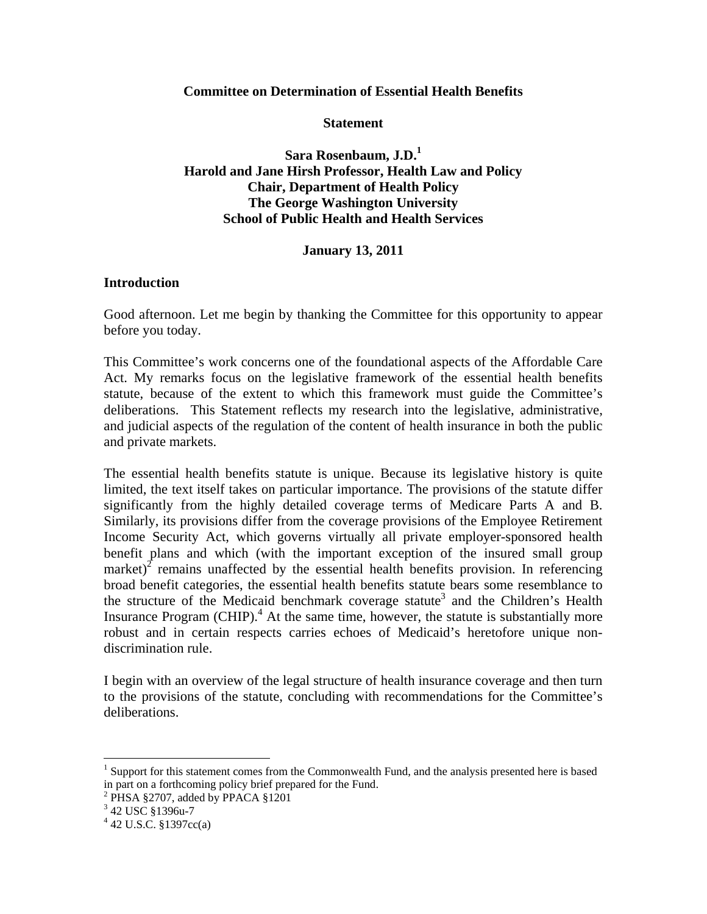**Committee on Determination of Essential Health Benefits**

**Statement**

**Sara Rosenbaum, J.D.[1]**
**Harold and Jane Hirsh Professor, Health Law and Policy**
**Chair, Department of Health Policy**
**The George Washington University**
**School of Public Health and Health Services**

**January 13, 2011**

## Introduction

Good afternoon. Let me begin by thanking the Committee for this opportunity to appear before you today.

This Committee's work concerns one of the foundational aspects of the Affordable Care Act. My remarks focus on the legislative framework of the essential health benefits statute, because of the extent to which this framework must guide the Committee's deliberations. This Statement reflects my research into the legislative, administrative, and judicial aspects of the regulation of the content of health insurance in both the public and private markets.

The essential health benefits statute is unique. Because its legislative history is quite limited, the text itself takes on particular importance. The provisions of the statute differ significantly from the highly detailed coverage terms of Medicare Parts A and B. Similarly, its provisions differ from the coverage provisions of the Employee Retirement Income Security Act, which governs virtually all private employer-sponsored health benefit plans and which (with the important exception of the insured small group market)[2] remains unaffected by the essential health benefits provision. In referencing broad benefit categories, the essential health benefits statute bears some resemblance to the structure of the Medicaid benchmark coverage statute[3] and the Children's Health Insurance Program (CHIP).[4] At the same time, however, the statute is substantially more robust and in certain respects carries echoes of Medicaid's heretofore unique non-discrimination rule.

I begin with an overview of the legal structure of health insurance coverage and then turn to the provisions of the statute, concluding with recommendations for the Committee's deliberations.

---

[1] Support for this statement comes from the Commonwealth Fund, and the analysis presented here is based in part on a forthcoming policy brief prepared for the Fund.
[2] PHSA §2707, added by PPACA §1201
[3] 42 USC §1396u-7
[4] 42 U.S.C. §1397cc(a)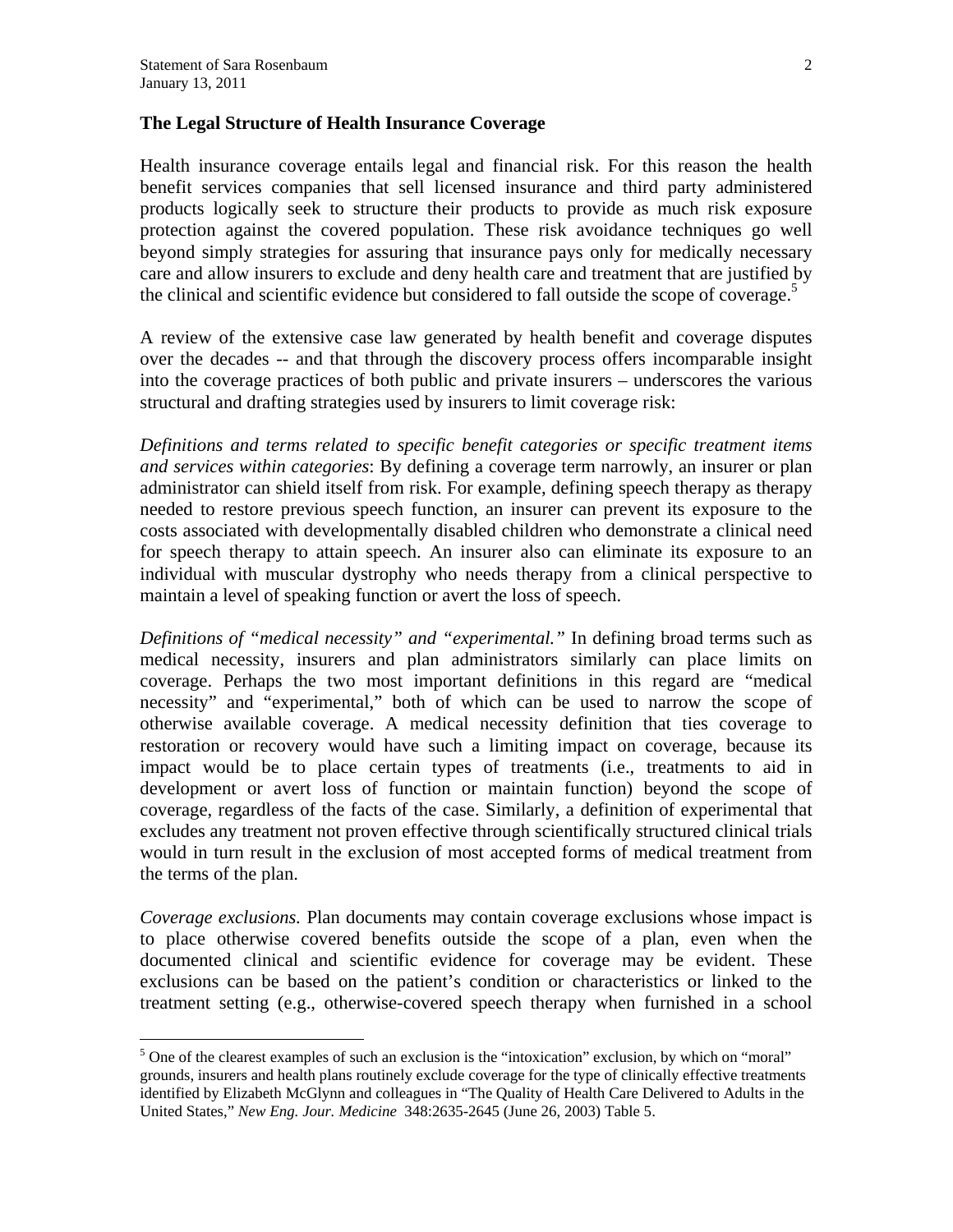## The Legal Structure of Health Insurance Coverage

Health insurance coverage entails legal and financial risk. For this reason the health benefit services companies that sell licensed insurance and third party administered products logically seek to structure their products to provide as much risk exposure protection against the covered population. These risk avoidance techniques go well beyond simply strategies for assuring that insurance pays only for medically necessary care and allow insurers to exclude and deny health care and treatment that are justified by the clinical and scientific evidence but considered to fall outside the scope of coverage.[5]

A review of the extensive case law generated by health benefit and coverage disputes over the decades -- and that through the discovery process offers incomparable insight into the coverage practices of both public and private insurers – underscores the various structural and drafting strategies used by insurers to limit coverage risk:

*Definitions and terms related to specific benefit categories or specific treatment items and services within categories*: By defining a coverage term narrowly, an insurer or plan administrator can shield itself from risk. For example, defining speech therapy as therapy needed to restore previous speech function, an insurer can prevent its exposure to the costs associated with developmentally disabled children who demonstrate a clinical need for speech therapy to attain speech. An insurer also can eliminate its exposure to an individual with muscular dystrophy who needs therapy from a clinical perspective to maintain a level of speaking function or avert the loss of speech.

*Definitions of "medical necessity" and "experimental."* In defining broad terms such as medical necessity, insurers and plan administrators similarly can place limits on coverage. Perhaps the two most important definitions in this regard are "medical necessity" and "experimental," both of which can be used to narrow the scope of otherwise available coverage. A medical necessity definition that ties coverage to restoration or recovery would have such a limiting impact on coverage, because its impact would be to place certain types of treatments (i.e., treatments to aid in development or avert loss of function or maintain function) beyond the scope of coverage, regardless of the facts of the case. Similarly, a definition of experimental that excludes any treatment not proven effective through scientifically structured clinical trials would in turn result in the exclusion of most accepted forms of medical treatment from the terms of the plan.

*Coverage exclusions.* Plan documents may contain coverage exclusions whose impact is to place otherwise covered benefits outside the scope of a plan, even when the documented clinical and scientific evidence for coverage may be evident. These exclusions can be based on the patient's condition or characteristics or linked to the treatment setting (e.g., otherwise-covered speech therapy when furnished in a school

---

[5] One of the clearest examples of such an exclusion is the "intoxication" exclusion, by which on "moral" grounds, insurers and health plans routinely exclude coverage for the type of clinically effective treatments identified by Elizabeth McGlynn and colleagues in "The Quality of Health Care Delivered to Adults in the United States," *New Eng. Jour. Medicine* 348:2635-2645 (June 26, 2003) Table 5.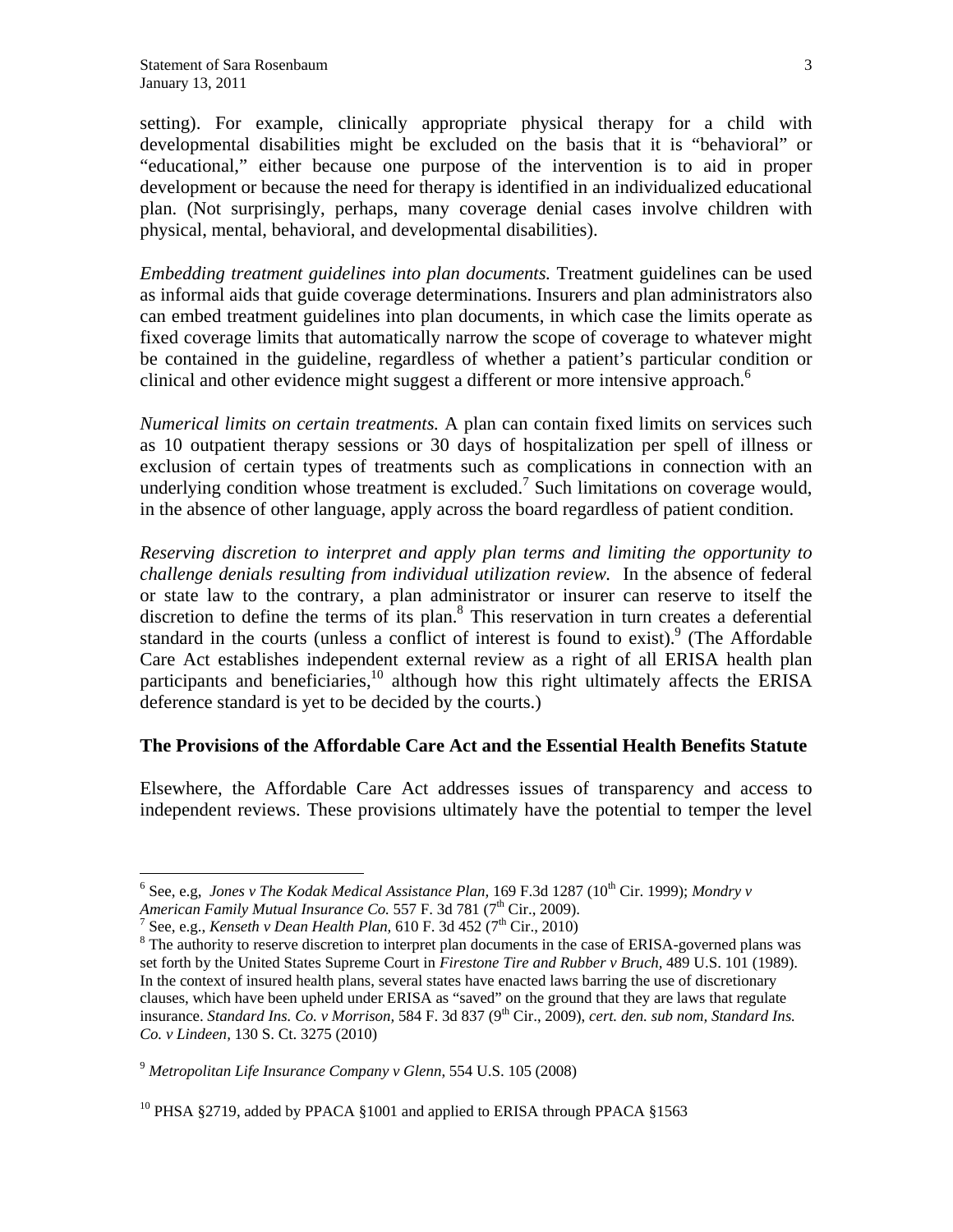setting). For example, clinically appropriate physical therapy for a child with developmental disabilities might be excluded on the basis that it is "behavioral" or "educational," either because one purpose of the intervention is to aid in proper development or because the need for therapy is identified in an individualized educational plan. (Not surprisingly, perhaps, many coverage denial cases involve children with physical, mental, behavioral, and developmental disabilities).

*Embedding treatment guidelines into plan documents.* Treatment guidelines can be used as informal aids that guide coverage determinations. Insurers and plan administrators also can embed treatment guidelines into plan documents, in which case the limits operate as fixed coverage limits that automatically narrow the scope of coverage to whatever might be contained in the guideline, regardless of whether a patient's particular condition or clinical and other evidence might suggest a different or more intensive approach.[6]

*Numerical limits on certain treatments.* A plan can contain fixed limits on services such as 10 outpatient therapy sessions or 30 days of hospitalization per spell of illness or exclusion of certain types of treatments such as complications in connection with an underlying condition whose treatment is excluded.[7] Such limitations on coverage would, in the absence of other language, apply across the board regardless of patient condition.

*Reserving discretion to interpret and apply plan terms and limiting the opportunity to challenge denials resulting from individual utilization review.* In the absence of federal or state law to the contrary, a plan administrator or insurer can reserve to itself the discretion to define the terms of its plan.[8] This reservation in turn creates a deferential standard in the courts (unless a conflict of interest is found to exist).[9] (The Affordable Care Act establishes independent external review as a right of all ERISA health plan participants and beneficiaries,[10] although how this right ultimately affects the ERISA deference standard is yet to be decided by the courts.)

**The Provisions of the Affordable Care Act and the Essential Health Benefits Statute**

Elsewhere, the Affordable Care Act addresses issues of transparency and access to independent reviews. These provisions ultimately have the potential to temper the level

---

[6] See, e.g, *Jones v The Kodak Medical Assistance Plan*, 169 F.3d 1287 (10th Cir. 1999); *Mondry v American Family Mutual Insurance Co.* 557 F. 3d 781 (7th Cir., 2009).

[7] See, e.g., *Kenseth v Dean Health Plan*, 610 F. 3d 452 (7th Cir., 2010)

[8] The authority to reserve discretion to interpret plan documents in the case of ERISA-governed plans was set forth by the United States Supreme Court in *Firestone Tire and Rubber v Bruch*, 489 U.S. 101 (1989). In the context of insured health plans, several states have enacted laws barring the use of discretionary clauses, which have been upheld under ERISA as "saved" on the ground that they are laws that regulate insurance. *Standard Ins. Co. v Morrison*, 584 F. 3d 837 (9th Cir., 2009), *cert. den. sub nom, Standard Ins. Co. v Lindeen*, 130 S. Ct. 3275 (2010)

[9] *Metropolitan Life Insurance Company v Glenn*, 554 U.S. 105 (2008)

[10] PHSA §2719, added by PPACA §1001 and applied to ERISA through PPACA §1563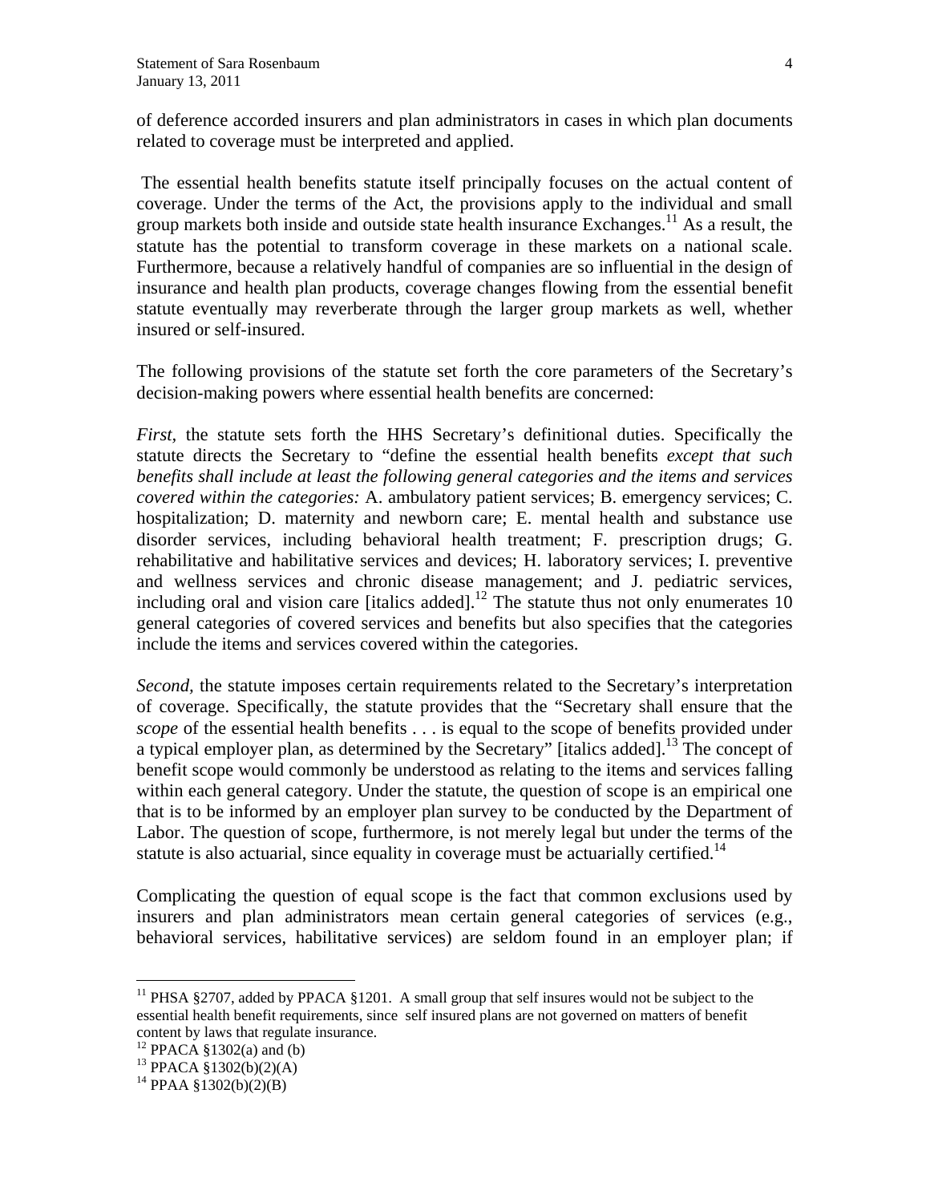of deference accorded insurers and plan administrators in cases in which plan documents related to coverage must be interpreted and applied.

The essential health benefits statute itself principally focuses on the actual content of coverage. Under the terms of the Act, the provisions apply to the individual and small group markets both inside and outside state health insurance Exchanges.[11] As a result, the statute has the potential to transform coverage in these markets on a national scale. Furthermore, because a relatively handful of companies are so influential in the design of insurance and health plan products, coverage changes flowing from the essential benefit statute eventually may reverberate through the larger group markets as well, whether insured or self-insured.

The following provisions of the statute set forth the core parameters of the Secretary's decision-making powers where essential health benefits are concerned:

*First,* the statute sets forth the HHS Secretary's definitional duties. Specifically the statute directs the Secretary to "define the essential health benefits *except that such benefits shall include at least the following general categories and the items and services covered within the categories:* A. ambulatory patient services; B. emergency services; C. hospitalization; D. maternity and newborn care; E. mental health and substance use disorder services, including behavioral health treatment; F. prescription drugs; G. rehabilitative and habilitative services and devices; H. laboratory services; I. preventive and wellness services and chronic disease management; and J. pediatric services, including oral and vision care [italics added].[12] The statute thus not only enumerates 10 general categories of covered services and benefits but also specifies that the categories include the items and services covered within the categories.

*Second,* the statute imposes certain requirements related to the Secretary's interpretation of coverage. Specifically, the statute provides that the "Secretary shall ensure that the *scope* of the essential health benefits . . . is equal to the scope of benefits provided under a typical employer plan, as determined by the Secretary" [italics added].[13] The concept of benefit scope would commonly be understood as relating to the items and services falling within each general category. Under the statute, the question of scope is an empirical one that is to be informed by an employer plan survey to be conducted by the Department of Labor. The question of scope, furthermore, is not merely legal but under the terms of the statute is also actuarial, since equality in coverage must be actuarially certified.[14]

Complicating the question of equal scope is the fact that common exclusions used by insurers and plan administrators mean certain general categories of services (e.g., behavioral services, habilitative services) are seldom found in an employer plan; if

---

[11] PHSA §2707, added by PPACA §1201. A small group that self insures would not be subject to the essential health benefit requirements, since self insured plans are not governed on matters of benefit content by laws that regulate insurance.

[12] PPACA §1302(a) and (b)

[13] PPACA §1302(b)(2)(A)

[14] PPAA §1302(b)(2)(B)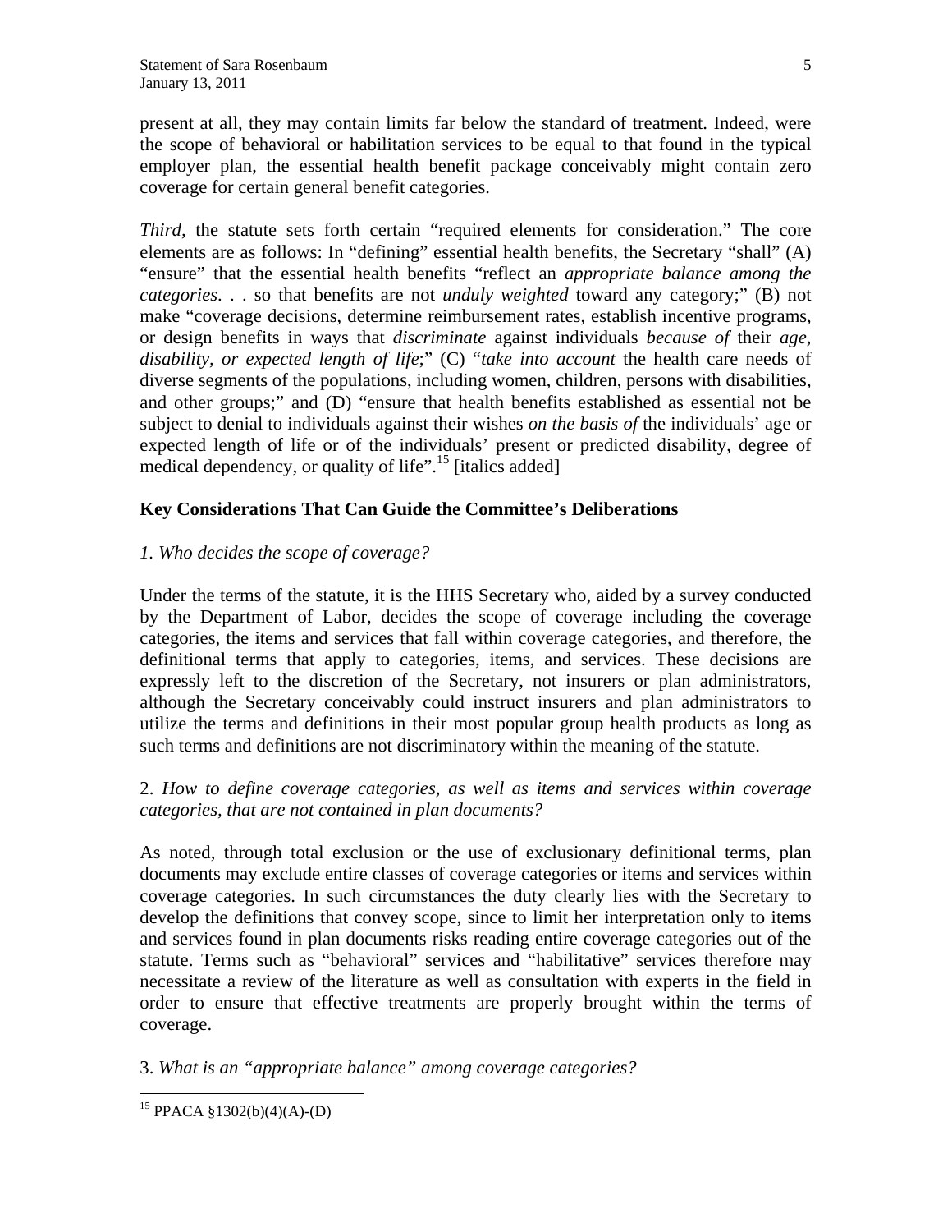present at all, they may contain limits far below the standard of treatment. Indeed, were the scope of behavioral or habilitation services to be equal to that found in the typical employer plan, the essential health benefit package conceivably might contain zero coverage for certain general benefit categories.

*Third,* the statute sets forth certain "required elements for consideration." The core elements are as follows: In "defining" essential health benefits, the Secretary "shall" (A) "ensure" that the essential health benefits "reflect an *appropriate balance among the categories*. . . so that benefits are not *unduly weighted* toward any category;" (B) not make "coverage decisions, determine reimbursement rates, establish incentive programs, or design benefits in ways that *discriminate* against individuals *because of* their *age, disability, or expected length of life*;" (C) "*take into account* the health care needs of diverse segments of the populations, including women, children, persons with disabilities, and other groups;" and (D) "ensure that health benefits established as essential not be subject to denial to individuals against their wishes *on the basis of* the individuals' age or expected length of life or of the individuals' present or predicted disability, degree of medical dependency, or quality of life".[15] [italics added]

## Key Considerations That Can Guide the Committee's Deliberations

*1. Who decides the scope of coverage?*

Under the terms of the statute, it is the HHS Secretary who, aided by a survey conducted by the Department of Labor, decides the scope of coverage including the coverage categories, the items and services that fall within coverage categories, and therefore, the definitional terms that apply to categories, items, and services. These decisions are expressly left to the discretion of the Secretary, not insurers or plan administrators, although the Secretary conceivably could instruct insurers and plan administrators to utilize the terms and definitions in their most popular group health products as long as such terms and definitions are not discriminatory within the meaning of the statute.

2. *How to define coverage categories, as well as items and services within coverage categories, that are not contained in plan documents?*

As noted, through total exclusion or the use of exclusionary definitional terms, plan documents may exclude entire classes of coverage categories or items and services within coverage categories. In such circumstances the duty clearly lies with the Secretary to develop the definitions that convey scope, since to limit her interpretation only to items and services found in plan documents risks reading entire coverage categories out of the statute. Terms such as "behavioral" services and "habilitative" services therefore may necessitate a review of the literature as well as consultation with experts in the field in order to ensure that effective treatments are properly brought within the terms of coverage.

3. *What is an "appropriate balance" among coverage categories?*

[15] PPACA §1302(b)(4)(A)-(D)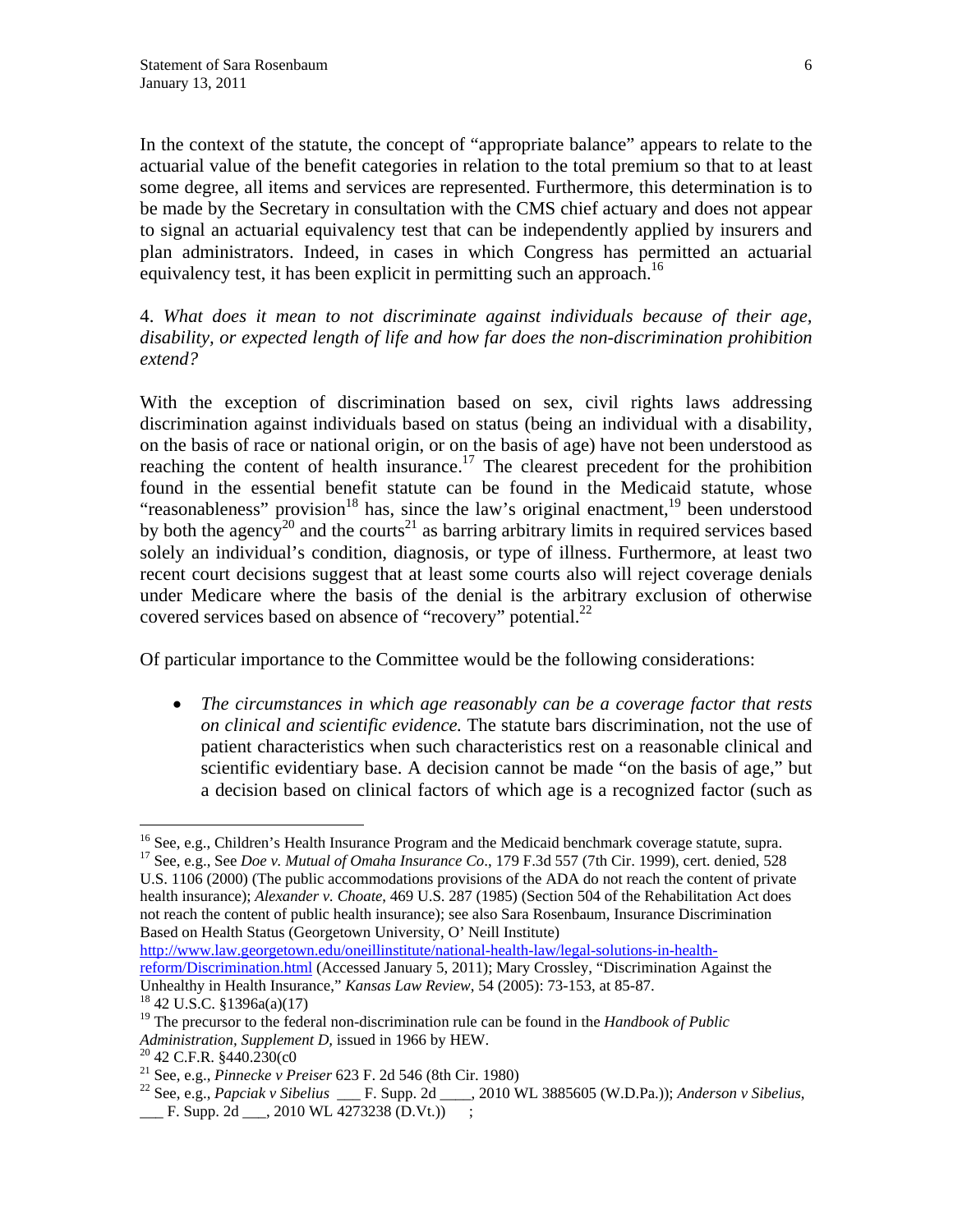In the context of the statute, the concept of "appropriate balance" appears to relate to the actuarial value of the benefit categories in relation to the total premium so that to at least some degree, all items and services are represented. Furthermore, this determination is to be made by the Secretary in consultation with the CMS chief actuary and does not appear to signal an actuarial equivalency test that can be independently applied by insurers and plan administrators. Indeed, in cases in which Congress has permitted an actuarial equivalency test, it has been explicit in permitting such an approach.[16]

4. *What does it mean to not discriminate against individuals because of their age, disability, or expected length of life and how far does the non-discrimination prohibition extend?*

With the exception of discrimination based on sex, civil rights laws addressing discrimination against individuals based on status (being an individual with a disability, on the basis of race or national origin, or on the basis of age) have not been understood as reaching the content of health insurance.[17] The clearest precedent for the prohibition found in the essential benefit statute can be found in the Medicaid statute, whose "reasonableness" provision[18] has, since the law's original enactment,[19] been understood by both the agency[20] and the courts[21] as barring arbitrary limits in required services based solely an individual's condition, diagnosis, or type of illness. Furthermore, at least two recent court decisions suggest that at least some courts also will reject coverage denials under Medicare where the basis of the denial is the arbitrary exclusion of otherwise covered services based on absence of "recovery" potential.[22]

Of particular importance to the Committee would be the following considerations:

- *The circumstances in which age reasonably can be a coverage factor that rests on clinical and scientific evidence.* The statute bars discrimination, not the use of patient characteristics when such characteristics rest on a reasonable clinical and scientific evidentiary base. A decision cannot be made "on the basis of age," but a decision based on clinical factors of which age is a recognized factor (such as

---

[16] See, e.g., Children's Health Insurance Program and the Medicaid benchmark coverage statute, supra.

[17] See, e.g., See *Doe v. Mutual of Omaha Insurance Co*., 179 F.3d 557 (7th Cir. 1999), cert. denied, 528 U.S. 1106 (2000) (The public accommodations provisions of the ADA do not reach the content of private health insurance); *Alexander v. Choate*, 469 U.S. 287 (1985) (Section 504 of the Rehabilitation Act does not reach the content of public health insurance); see also Sara Rosenbaum, Insurance Discrimination Based on Health Status (Georgetown University, O' Neill Institute) http://www.law.georgetown.edu/oneillinstitute/national-health-law/legal-solutions-in-health-reform/Discrimination.html (Accessed January 5, 2011); Mary Crossley, "Discrimination Against the Unhealthy in Health Insurance," *Kansas Law Review*, 54 (2005): 73-153, at 85-87.

[18] 42 U.S.C. §1396a(a)(17)

[19] The precursor to the federal non-discrimination rule can be found in the *Handbook of Public Administration, Supplement D*, issued in 1966 by HEW.

[20] 42 C.F.R. §440.230(c0

[21] See, e.g., *Pinnecke v Preiser* 623 F. 2d 546 (8th Cir. 1980)

[22] See, e.g., *Papciak v Sibelius* ___ F. Supp. 2d ____, 2010 WL 3885605 (W.D.Pa.)); *Anderson v Sibelius*, ___ F. Supp. 2d ___, 2010 WL 4273238 (D.Vt.)) ;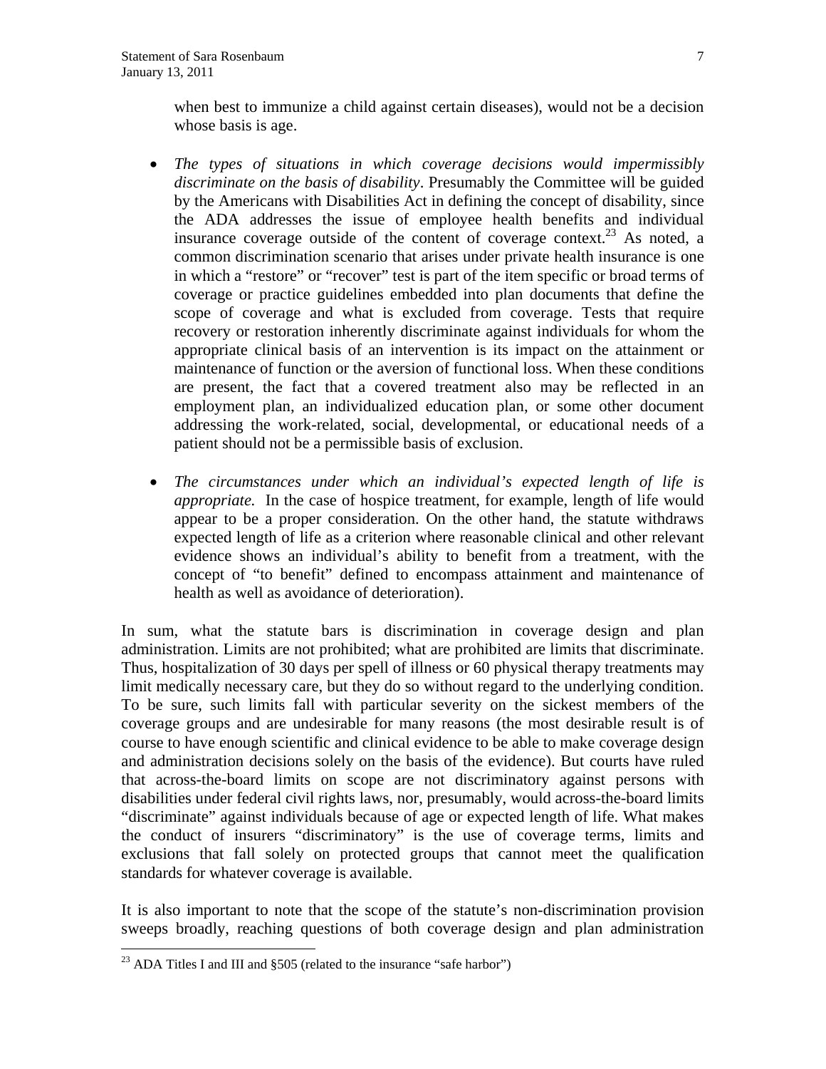when best to immunize a child against certain diseases), would not be a decision whose basis is age.

- *The types of situations in which coverage decisions would impermissibly discriminate on the basis of disability*. Presumably the Committee will be guided by the Americans with Disabilities Act in defining the concept of disability, since the ADA addresses the issue of employee health benefits and individual insurance coverage outside of the content of coverage context.[23] As noted, a common discrimination scenario that arises under private health insurance is one in which a "restore" or "recover" test is part of the item specific or broad terms of coverage or practice guidelines embedded into plan documents that define the scope of coverage and what is excluded from coverage. Tests that require recovery or restoration inherently discriminate against individuals for whom the appropriate clinical basis of an intervention is its impact on the attainment or maintenance of function or the aversion of functional loss. When these conditions are present, the fact that a covered treatment also may be reflected in an employment plan, an individualized education plan, or some other document addressing the work-related, social, developmental, or educational needs of a patient should not be a permissible basis of exclusion.

- *The circumstances under which an individual's expected length of life is appropriate.* In the case of hospice treatment, for example, length of life would appear to be a proper consideration. On the other hand, the statute withdraws expected length of life as a criterion where reasonable clinical and other relevant evidence shows an individual's ability to benefit from a treatment, with the concept of "to benefit" defined to encompass attainment and maintenance of health as well as avoidance of deterioration).

In sum, what the statute bars is discrimination in coverage design and plan administration. Limits are not prohibited; what are prohibited are limits that discriminate. Thus, hospitalization of 30 days per spell of illness or 60 physical therapy treatments may limit medically necessary care, but they do so without regard to the underlying condition. To be sure, such limits fall with particular severity on the sickest members of the coverage groups and are undesirable for many reasons (the most desirable result is of course to have enough scientific and clinical evidence to be able to make coverage design and administration decisions solely on the basis of the evidence). But courts have ruled that across-the-board limits on scope are not discriminatory against persons with disabilities under federal civil rights laws, nor, presumably, would across-the-board limits "discriminate" against individuals because of age or expected length of life. What makes the conduct of insurers "discriminatory" is the use of coverage terms, limits and exclusions that fall solely on protected groups that cannot meet the qualification standards for whatever coverage is available.

It is also important to note that the scope of the statute's non-discrimination provision sweeps broadly, reaching questions of both coverage design and plan administration

[23] ADA Titles I and III and §505 (related to the insurance "safe harbor")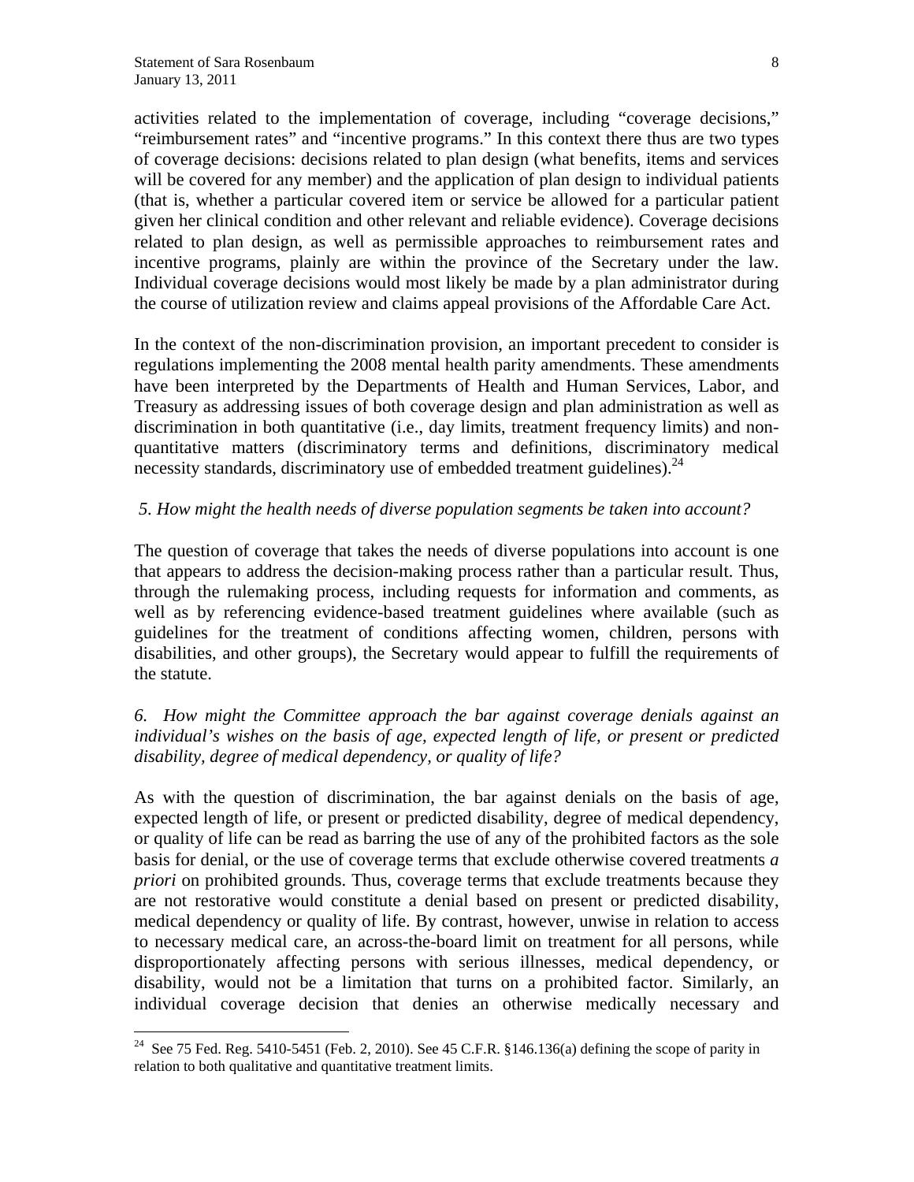activities related to the implementation of coverage, including "coverage decisions," "reimbursement rates" and "incentive programs." In this context there thus are two types of coverage decisions: decisions related to plan design (what benefits, items and services will be covered for any member) and the application of plan design to individual patients (that is, whether a particular covered item or service be allowed for a particular patient given her clinical condition and other relevant and reliable evidence). Coverage decisions related to plan design, as well as permissible approaches to reimbursement rates and incentive programs, plainly are within the province of the Secretary under the law. Individual coverage decisions would most likely be made by a plan administrator during the course of utilization review and claims appeal provisions of the Affordable Care Act.

In the context of the non-discrimination provision, an important precedent to consider is regulations implementing the 2008 mental health parity amendments. These amendments have been interpreted by the Departments of Health and Human Services, Labor, and Treasury as addressing issues of both coverage design and plan administration as well as discrimination in both quantitative (i.e., day limits, treatment frequency limits) and non-quantitative matters (discriminatory terms and definitions, discriminatory medical necessity standards, discriminatory use of embedded treatment guidelines).[24]

*5. How might the health needs of diverse population segments be taken into account?*

The question of coverage that takes the needs of diverse populations into account is one that appears to address the decision-making process rather than a particular result. Thus, through the rulemaking process, including requests for information and comments, as well as by referencing evidence-based treatment guidelines where available (such as guidelines for the treatment of conditions affecting women, children, persons with disabilities, and other groups), the Secretary would appear to fulfill the requirements of the statute.

*6. How might the Committee approach the bar against coverage denials against an individual's wishes on the basis of age, expected length of life, or present or predicted disability, degree of medical dependency, or quality of life?*

As with the question of discrimination, the bar against denials on the basis of age, expected length of life, or present or predicted disability, degree of medical dependency, or quality of life can be read as barring the use of any of the prohibited factors as the sole basis for denial, or the use of coverage terms that exclude otherwise covered treatments *a priori* on prohibited grounds. Thus, coverage terms that exclude treatments because they are not restorative would constitute a denial based on present or predicted disability, medical dependency or quality of life. By contrast, however, unwise in relation to access to necessary medical care, an across-the-board limit on treatment for all persons, while disproportionately affecting persons with serious illnesses, medical dependency, or disability, would not be a limitation that turns on a prohibited factor. Similarly, an individual coverage decision that denies an otherwise medically necessary and

---

[24] See 75 Fed. Reg. 5410-5451 (Feb. 2, 2010). See 45 C.F.R. §146.136(a) defining the scope of parity in relation to both qualitative and quantitative treatment limits.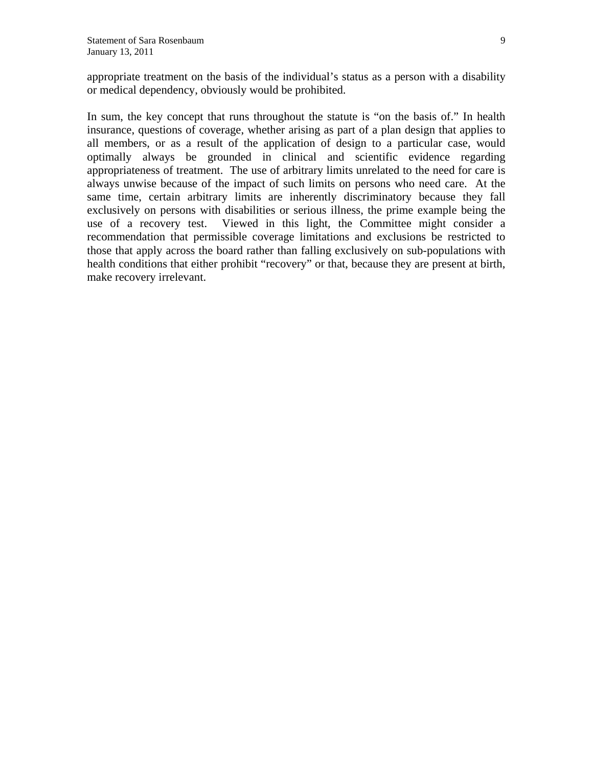appropriate treatment on the basis of the individual’s status as a person with a disability or medical dependency, obviously would be prohibited.

In sum, the key concept that runs throughout the statute is “on the basis of.” In health insurance, questions of coverage, whether arising as part of a plan design that applies to all members, or as a result of the application of design to a particular case, would optimally always be grounded in clinical and scientific evidence regarding appropriateness of treatment. The use of arbitrary limits unrelated to the need for care is always unwise because of the impact of such limits on persons who need care. At the same time, certain arbitrary limits are inherently discriminatory because they fall exclusively on persons with disabilities or serious illness, the prime example being the use of a recovery test. Viewed in this light, the Committee might consider a recommendation that permissible coverage limitations and exclusions be restricted to those that apply across the board rather than falling exclusively on sub-populations with health conditions that either prohibit “recovery” or that, because they are present at birth, make recovery irrelevant.